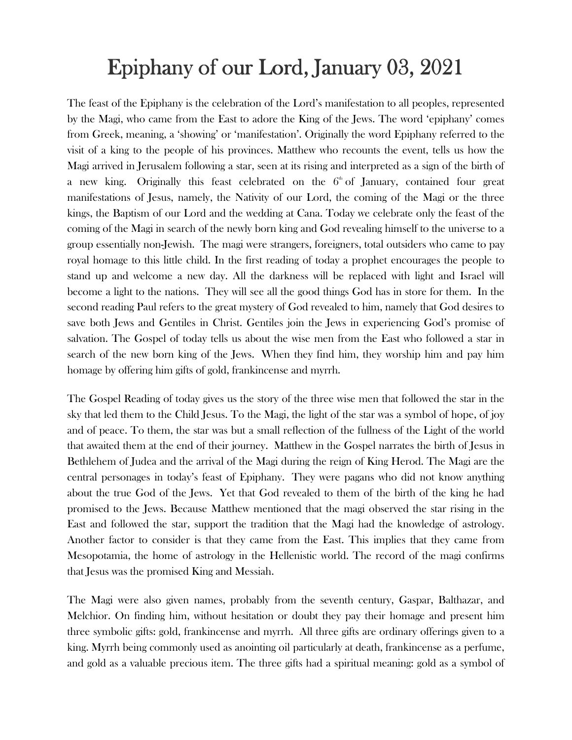# Epiphany of our Lord, January 03, 2021

The feast of the Epiphany is the celebration of the Lord's manifestation to all peoples, represented by the Magi, who came from the East to adore the King of the Jews. The word 'epiphany' comes from Greek, meaning, a 'showing' or 'manifestation'. Originally the word Epiphany referred to the visit of a king to the people of his provinces. Matthew who recounts the event, tells us how the Magi arrived in Jerusalem following a star, seen at its rising and interpreted as a sign of the birth of a new king. Originally this feast celebrated on the 6th of January, contained four great manifestations of Jesus, namely, the Nativity of our Lord, the coming of the Magi or the three kings, the Baptism of our Lord and the wedding at Cana. Today we celebrate only the feast of the coming of the Magi in search of the newly born king and God revealing himself to the universe to a group essentially non-Jewish. The magi were strangers, foreigners, total outsiders who came to pay royal homage to this little child. In the first reading of today a prophet encourages the people to stand up and welcome a new day. All the darkness will be replaced with light and Israel will become a light to the nations. They will see all the good things God has in store for them. In the second reading Paul refers to the great mystery of God revealed to him, namely that God desires to save both Jews and Gentiles in Christ. Gentiles join the Jews in experiencing God's promise of salvation. The Gospel of today tells us about the wise men from the East who followed a star in search of the new born king of the Jews. When they find him, they worship him and pay him homage by offering him gifts of gold, frankincense and myrrh.

The Gospel Reading of today gives us the story of the three wise men that followed the star in the sky that led them to the Child Jesus. To the Magi, the light of the star was a symbol of hope, of joy and of peace. To them, the star was but a small reflection of the fullness of the Light of the world that awaited them at the end of their journey. Matthew in the Gospel narrates the birth of Jesus in Bethlehem of Judea and the arrival of the Magi during the reign of King Herod. The Magi are the central personages in today's feast of Epiphany. They were pagans who did not know anything about the true God of the Jews. Yet that God revealed to them of the birth of the king he had promised to the Jews. Because Matthew mentioned that the magi observed the star rising in the East and followed the star, support the tradition that the Magi had the knowledge of astrology. Another factor to consider is that they came from the East. This implies that they came from Mesopotamia, the home of astrology in the Hellenistic world. The record of the magi confirms that Jesus was the promised King and Messiah.

The Magi were also given names, probably from the seventh century, Gaspar, Balthazar, and Melchior. On finding him, without hesitation or doubt they pay their homage and present him three symbolic gifts: gold, frankincense and myrrh. All three gifts are ordinary offerings given to a king. Myrrh being commonly used as anointing oil particularly at death, frankincense as a perfume, and gold as a valuable precious item. The three gifts had a spiritual meaning: gold as a symbol of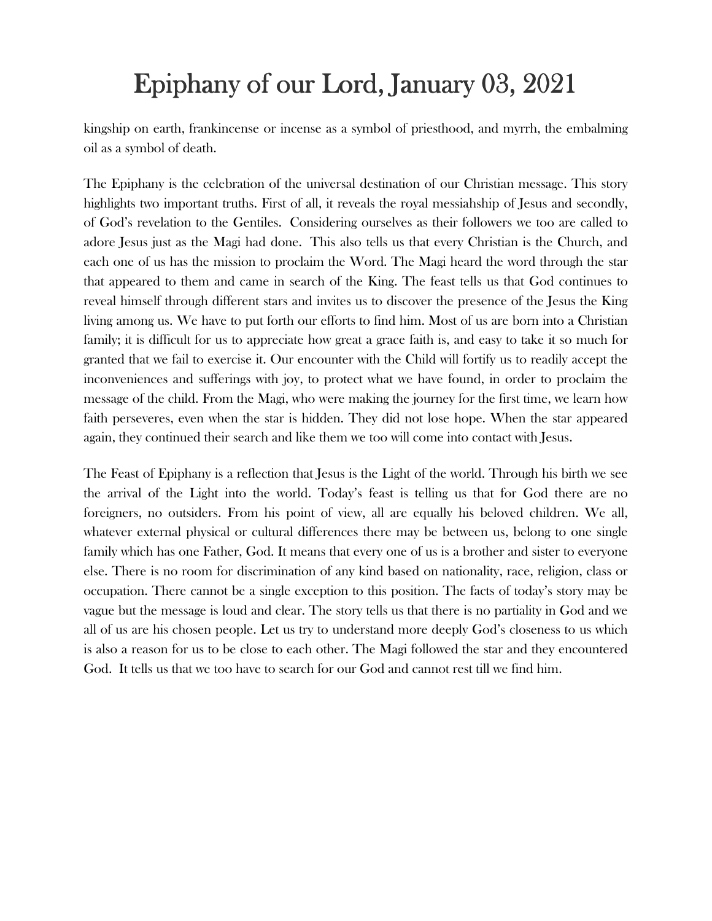kingship on earth, frankincense or incense as a symbol of priesthood, and myrrh, the embalming oil as a symbol of death.

The Epiphany is the celebration of the universal destination of our Christian message. This story highlights two important truths. First of all, it reveals the royal messiahship of Jesus and secondly, of God's revelation to the Gentiles. Considering ourselves as their followers we too are called to adore Jesus just as the Magi had done. This also tells us that every Christian is the Church, and each one of us has the mission to proclaim the Word. The Magi heard the word through the star that appeared to them and came in search of the King. The feast tells us that God continues to reveal himself through different stars and invites us to discover the presence of the Jesus the King living among us. We have to put forth our efforts to find him. Most of us are born into a Christian family; it is difficult for us to appreciate how great a grace faith is, and easy to take it so much for granted that we fail to exercise it. Our encounter with the Child will fortify us to readily accept the inconveniences and sufferings with joy, to protect what we have found, in order to proclaim the message of the child. From the Magi, who were making the journey for the first time, we learn how faith perseveres, even when the star is hidden. They did not lose hope. When the star appeared again, they continued their search and like them we too will come into contact with Jesus.

The Feast of Epiphany is a reflection that Jesus is the Light of the world. Through his birth we see the arrival of the Light into the world. Today's feast is telling us that for God there are no foreigners, no outsiders. From his point of view, all are equally his beloved children. We all, whatever external physical or cultural differences there may be between us, belong to one single family which has one Father, God. It means that every one of us is a brother and sister to everyone else. There is no room for discrimination of any kind based on nationality, race, religion, class or occupation. There cannot be a single exception to this position. The facts of today's story may be vague but the message is loud and clear. The story tells us that there is no partiality in God and we all of us are his chosen people. Let us try to understand more deeply God's closeness to us which is also a reason for us to be close to each other. The Magi followed the star and they encountered God. It tells us that we too have to search for our God and cannot rest till we find him.